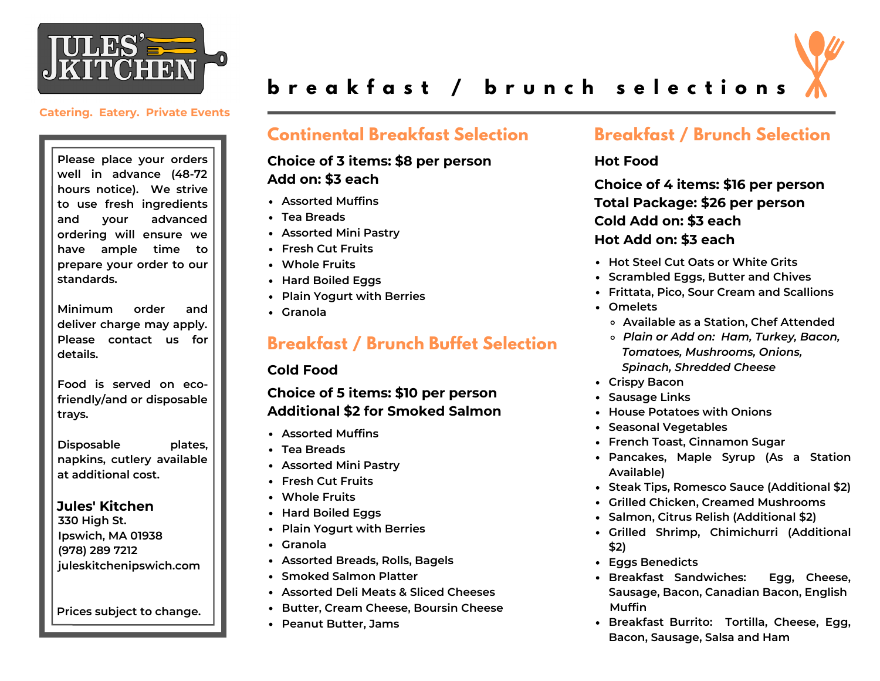# JULES' KITCHEN

Catering. Eatery. Private Events

# breakfast / brunch selections

Please place your orders well in advance (48-72 hours notice). We strive to use fresh ingredients and your advanced ordering will ensure we have ample time to prepare your order to our standards.

Minimum order and deliver charge may apply. Please contact us for details.

Food is served on eco-friendly/and or disposable trays.

Disposable plates, napkins, cutlery available at additional cost.

**Jules' Kitchen**
330 High St.
Ipswich, MA 01938
(978) 289 7212
juleskitchenipswich.com

Prices subject to change.

## Continental Breakfast Selection

**Choice of 3 items: $8 per person**
**Add on: $3 each**

- Assorted Muffins
- Tea Breads
- Assorted Mini Pastry
- Fresh Cut Fruits
- Whole Fruits
- Hard Boiled Eggs
- Plain Yogurt with Berries
- Granola

## Breakfast / Brunch Buffet Selection

**Cold Food**

**Choice of 5 items: $10 per person**
**Additional $2 for Smoked Salmon**

- Assorted Muffins
- Tea Breads
- Assorted Mini Pastry
- Fresh Cut Fruits
- Whole Fruits
- Hard Boiled Eggs
- Plain Yogurt with Berries
- Granola
- Assorted Breads, Rolls, Bagels
- Smoked Salmon Platter
- Assorted Deli Meats & Sliced Cheeses
- Butter, Cream Cheese, Boursin Cheese
- Peanut Butter, Jams

## Breakfast / Brunch Selection

**Hot Food**

**Choice of 4 items: $16 per person**
**Total Package: $26 per person**
**Cold Add on: $3 each**
**Hot Add on: $3 each**

- Hot Steel Cut Oats or White Grits
- Scrambled Eggs, Butter and Chives
- Frittata, Pico, Sour Cream and Scallions
- Omelets
  - Available as a Station, Chef Attended
  - *Plain or Add on: Ham, Turkey, Bacon, Tomatoes, Mushrooms, Onions, Spinach, Shredded Cheese*
- Crispy Bacon
- Sausage Links
- House Potatoes with Onions
- Seasonal Vegetables
- French Toast, Cinnamon Sugar
- Pancakes, Maple Syrup (As a Station Available)
- Steak Tips, Romesco Sauce (Additional $2)
- Grilled Chicken, Creamed Mushrooms
- Salmon, Citrus Relish (Additional $2)
- Grilled Shrimp, Chimichurri (Additional $2)
- Eggs Benedicts
- Breakfast Sandwiches: Egg, Cheese, Sausage, Bacon, Canadian Bacon, English Muffin
- Breakfast Burrito: Tortilla, Cheese, Egg, Bacon, Sausage, Salsa and Ham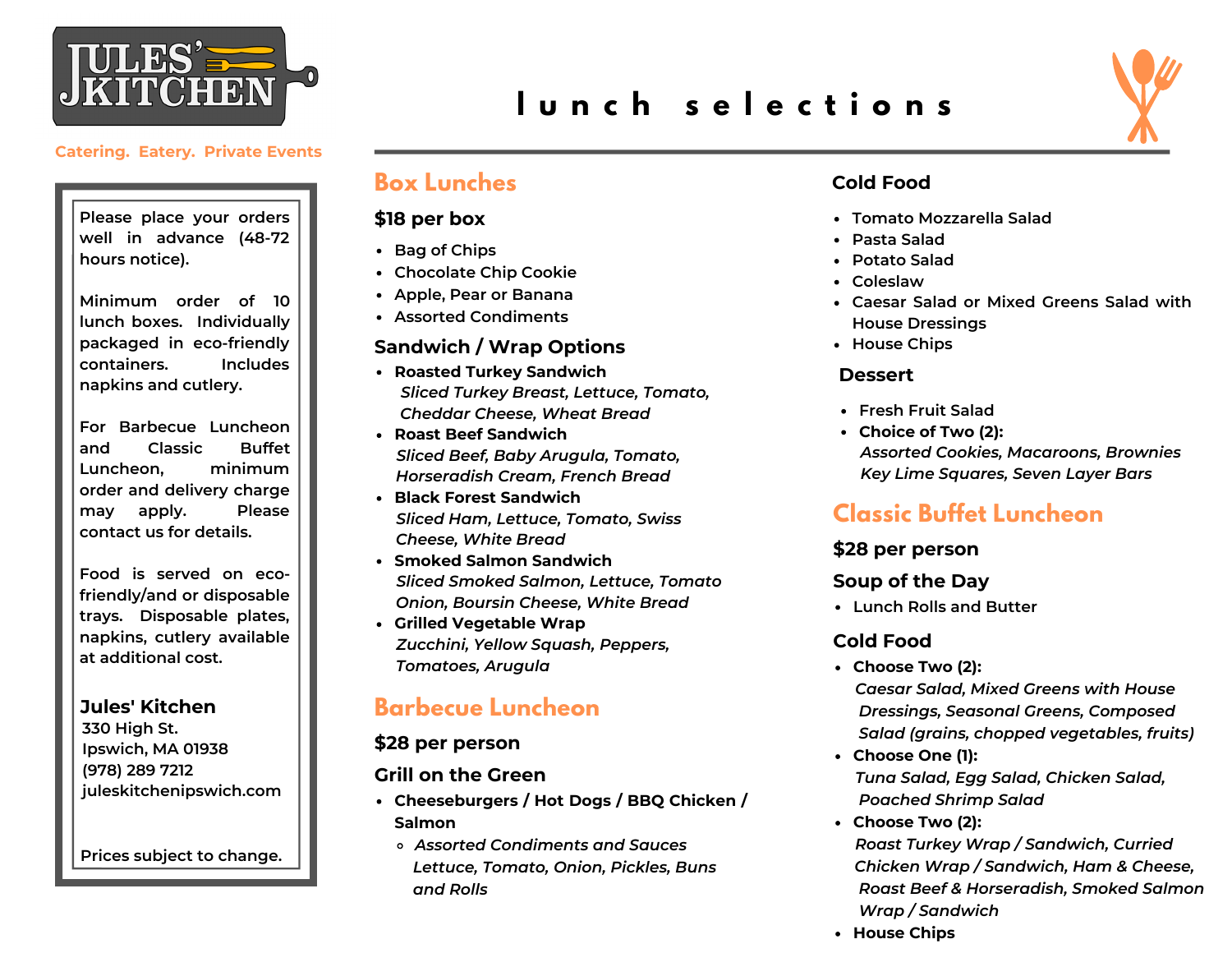# JULES' KITCHEN

Catering. Eatery. Private Events

Please place your orders well in advance (48-72 hours notice).

Minimum order of 10 lunch boxes. Individually packaged in eco-friendly containers. Includes napkins and cutlery.

For Barbecue Luncheon and Classic Buffet Luncheon, minimum order and delivery charge may apply. Please contact us for details.

Food is served on eco-friendly/and or disposable trays. Disposable plates, napkins, cutlery available at additional cost.

**Jules' Kitchen**
330 High St.
Ipswich, MA 01938
(978) 289 7212
juleskitchenipswich.com

Prices subject to change.

# lunch selections

## Box Lunches

### $18 per box

- Bag of Chips
- Chocolate Chip Cookie
- Apple, Pear or Banana
- Assorted Condiments

### Sandwich / Wrap Options

- **Roasted Turkey Sandwich**
  *Sliced Turkey Breast, Lettuce, Tomato, Cheddar Cheese, Wheat Bread*
- **Roast Beef Sandwich**
  *Sliced Beef, Baby Arugula, Tomato, Horseradish Cream, French Bread*
- **Black Forest Sandwich**
  *Sliced Ham, Lettuce, Tomato, Swiss Cheese, White Bread*
- **Smoked Salmon Sandwich**
  *Sliced Smoked Salmon, Lettuce, Tomato Onion, Boursin Cheese, White Bread*
- **Grilled Vegetable Wrap**
  *Zucchini, Yellow Squash, Peppers, Tomatoes, Arugula*

## Barbecue Luncheon

### $28 per person

### Grill on the Green

- **Cheeseburgers / Hot Dogs / BBQ Chicken / Salmon**
  - *Assorted Condiments and Sauces Lettuce, Tomato, Onion, Pickles, Buns and Rolls*

### Cold Food

- Tomato Mozzarella Salad
- Pasta Salad
- Potato Salad
- Coleslaw
- Caesar Salad or Mixed Greens Salad with House Dressings
- House Chips

### Dessert

- Fresh Fruit Salad
- **Choice of Two (2):**
  *Assorted Cookies, Macaroons, Brownies Key Lime Squares, Seven Layer Bars*

## Classic Buffet Luncheon

### $28 per person

### Soup of the Day

- Lunch Rolls and Butter

### Cold Food

- **Choose Two (2):**
  *Caesar Salad, Mixed Greens with House Dressings, Seasonal Greens, Composed Salad (grains, chopped vegetables, fruits)*
- **Choose One (1):**
  *Tuna Salad, Egg Salad, Chicken Salad, Poached Shrimp Salad*
- **Choose Two (2):**
  *Roast Turkey Wrap / Sandwich, Curried Chicken Wrap / Sandwich, Ham & Cheese, Roast Beef & Horseradish, Smoked Salmon Wrap / Sandwich*
- **House Chips**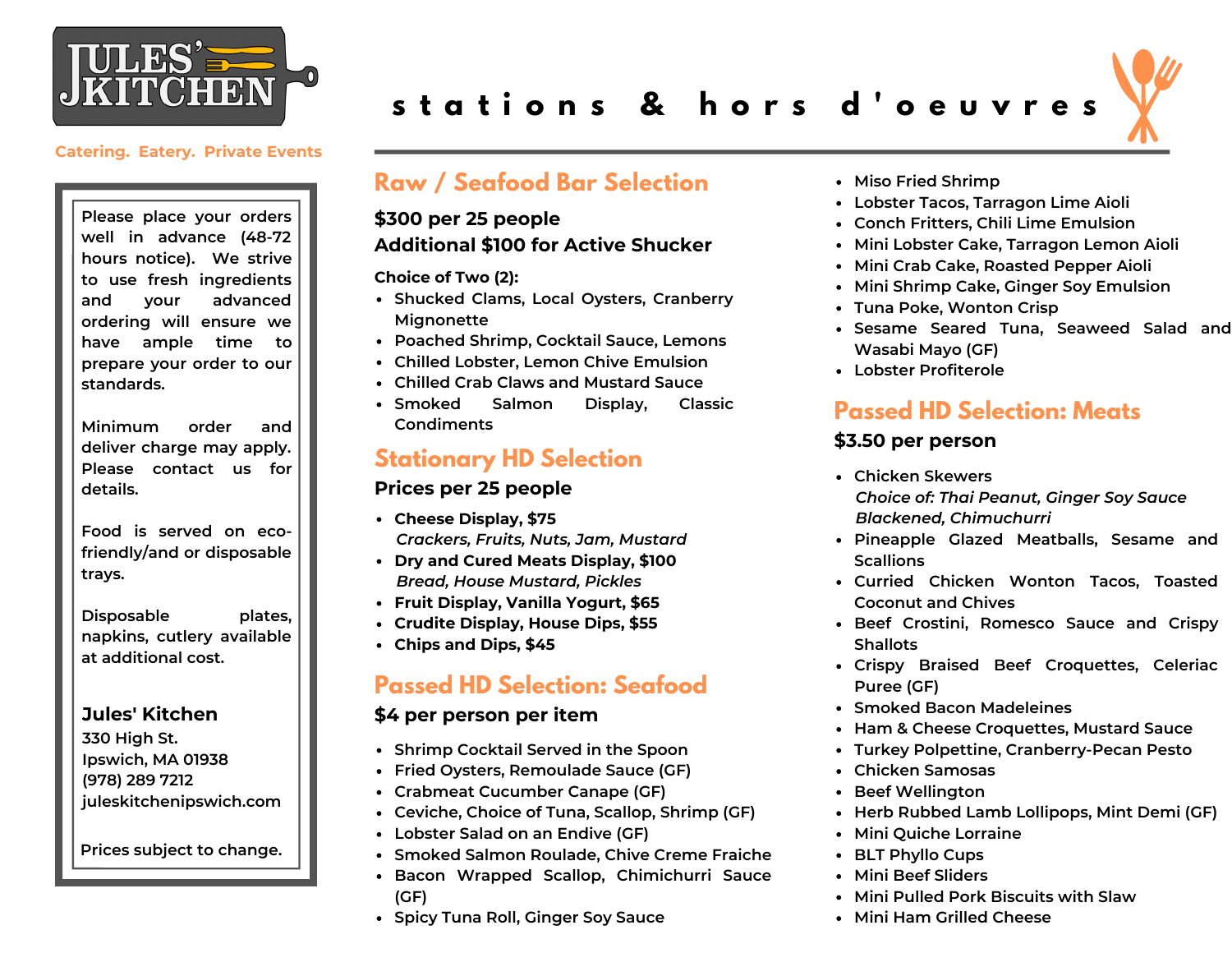# JULES' KITCHEN

Catering. Eatery. Private Events

# stations & hors d'oeuvres

Please place your orders well in advance (48-72 hours notice). We strive to use fresh ingredients and your advanced ordering will ensure we have ample time to prepare your order to our standards.

Minimum order and deliver charge may apply. Please contact us for details.

Food is served on eco-friendly/and or disposable trays.

Disposable plates, napkins, cutlery available at additional cost.

**Jules' Kitchen**
330 High St.
Ipswich, MA 01938
(978) 289 7212
juleskitchenipswich.com

Prices subject to change.

## Raw / Seafood Bar Selection

**$300 per 25 people**
**Additional $100 for Active Shucker**

**Choice of Two (2):**

- Shucked Clams, Local Oysters, Cranberry Mignonette
- Poached Shrimp, Cocktail Sauce, Lemons
- Chilled Lobster, Lemon Chive Emulsion
- Chilled Crab Claws and Mustard Sauce
- Smoked Salmon Display, Classic Condiments

## Stationary HD Selection

**Prices per 25 people**

- **Cheese Display, $75**
  *Crackers, Fruits, Nuts, Jam, Mustard*
- **Dry and Cured Meats Display, $100**
  *Bread, House Mustard, Pickles*
- **Fruit Display, Vanilla Yogurt, $65**
- **Crudite Display, House Dips, $55**
- **Chips and Dips, $45**

## Passed HD Selection: Seafood

**$4 per person per item**

- Shrimp Cocktail Served in the Spoon
- Fried Oysters, Remoulade Sauce (GF)
- Crabmeat Cucumber Canape (GF)
- Ceviche, Choice of Tuna, Scallop, Shrimp (GF)
- Lobster Salad on an Endive (GF)
- Smoked Salmon Roulade, Chive Creme Fraiche
- Bacon Wrapped Scallop, Chimichurri Sauce (GF)
- Spicy Tuna Roll, Ginger Soy Sauce
- Miso Fried Shrimp
- Lobster Tacos, Tarragon Lime Aioli
- Conch Fritters, Chili Lime Emulsion
- Mini Lobster Cake, Tarragon Lemon Aioli
- Mini Crab Cake, Roasted Pepper Aioli
- Mini Shrimp Cake, Ginger Soy Emulsion
- Tuna Poke, Wonton Crisp
- Sesame Seared Tuna, Seaweed Salad and Wasabi Mayo (GF)
- Lobster Profiterole

## Passed HD Selection: Meats

**$3.50 per person**

- Chicken Skewers
  *Choice of: Thai Peanut, Ginger Soy Sauce Blackened, Chimuchurri*
- Pineapple Glazed Meatballs, Sesame and Scallions
- Curried Chicken Wonton Tacos, Toasted Coconut and Chives
- Beef Crostini, Romesco Sauce and Crispy Shallots
- Crispy Braised Beef Croquettes, Celeriac Puree (GF)
- Smoked Bacon Madeleines
- Ham & Cheese Croquettes, Mustard Sauce
- Turkey Polpettine, Cranberry-Pecan Pesto
- Chicken Samosas
- Beef Wellington
- Herb Rubbed Lamb Lollipops, Mint Demi (GF)
- Mini Quiche Lorraine
- BLT Phyllo Cups
- Mini Beef Sliders
- Mini Pulled Pork Biscuits with Slaw
- Mini Ham Grilled Cheese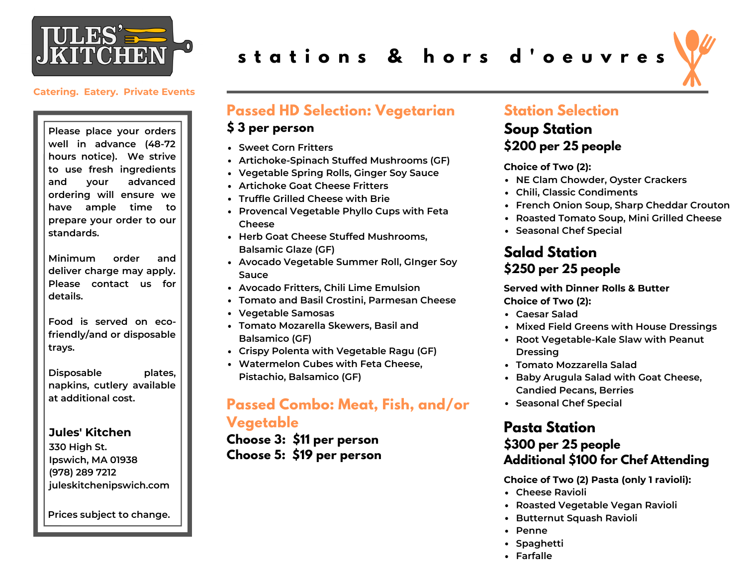# JULES' KITCHEN

Catering. Eatery. Private Events

Please place your orders well in advance (48-72 hours notice). We strive to use fresh ingredients and your advanced ordering will ensure we have ample time to prepare your order to our standards.

Minimum order and deliver charge may apply. Please contact us for details.

Food is served on eco-friendly/and or disposable trays.

Disposable plates, napkins, cutlery available at additional cost.

**Jules' Kitchen**
330 High St.
Ipswich, MA 01938
(978) 289 7212
juleskitchenipswich.com

Prices subject to change.

# stations & hors d'oeuvres

## Passed HD Selection: Vegetarian

**$ 3 per person**

- Sweet Corn Fritters
- Artichoke-Spinach Stuffed Mushrooms (GF)
- Vegetable Spring Rolls, Ginger Soy Sauce
- Artichoke Goat Cheese Fritters
- Truffle Grilled Cheese with Brie
- Provencal Vegetable Phyllo Cups with Feta Cheese
- Herb Goat Cheese Stuffed Mushrooms, Balsamic Glaze (GF)
- Avocado Vegetable Summer Roll, GInger Soy Sauce
- Avocado Fritters, Chili Lime Emulsion
- Tomato and Basil Crostini, Parmesan Cheese
- Vegetable Samosas
- Tomato Mozarella Skewers, Basil and Balsamico (GF)
- Crispy Polenta with Vegetable Ragu (GF)
- Watermelon Cubes with Feta Cheese, Pistachio, Balsamico (GF)

## Passed Combo: Meat, Fish, and/or Vegetable

**Choose 3: $11 per person**
**Choose 5: $19 per person**

## Station Selection

### Soup Station

**$200 per 25 people**

**Choice of Two (2):**

- NE Clam Chowder, Oyster Crackers
- Chili, Classic Condiments
- French Onion Soup, Sharp Cheddar Crouton
- Roasted Tomato Soup, Mini Grilled Cheese
- Seasonal Chef Special

### Salad Station

**$250 per 25 people**

**Served with Dinner Rolls & Butter**
**Choice of Two (2):**

- Caesar Salad
- Mixed Field Greens with House Dressings
- Root Vegetable-Kale Slaw with Peanut Dressing
- Tomato Mozzarella Salad
- Baby Arugula Salad with Goat Cheese, Candied Pecans, Berries
- Seasonal Chef Special

### Pasta Station

**$300 per 25 people**
**Additional $100 for Chef Attending**

**Choice of Two (2) Pasta (only 1 ravioli):**

- Cheese Ravioli
- Roasted Vegetable Vegan Ravioli
- Butternut Squash Ravioli
- Penne
- Spaghetti
- Farfalle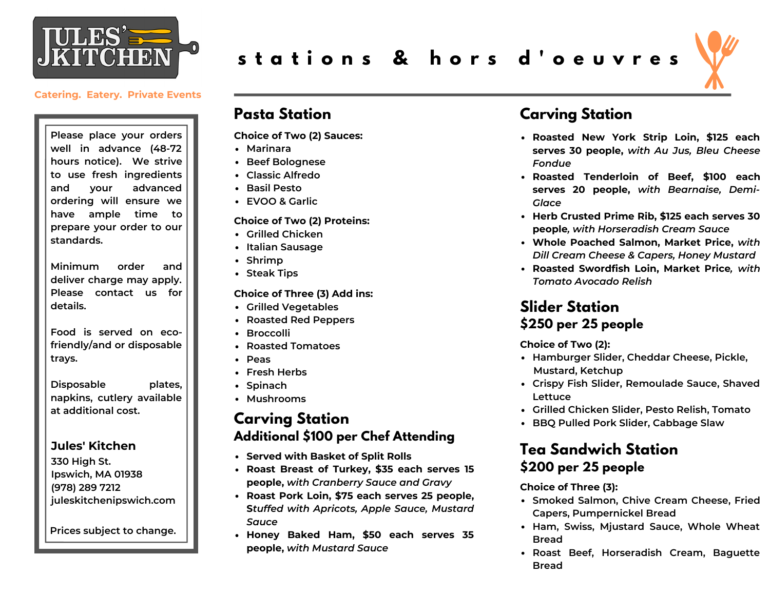JULES' KITCHEN

Catering. Eatery. Private Events

# stations & hors d'oeuvres

Please place your orders well in advance (48-72 hours notice). We strive to use fresh ingredients and your advanced ordering will ensure we have ample time to prepare your order to our standards.

Minimum order and deliver charge may apply. Please contact us for details.

Food is served on eco-friendly/and or disposable trays.

Disposable plates, napkins, cutlery available at additional cost.

**Jules' Kitchen**
330 High St.
Ipswich, MA 01938
(978) 289 7212
juleskitchenipswich.com

Prices subject to change.

## Pasta Station

**Choice of Two (2) Sauces:**
- Marinara
- Beef Bolognese
- Classic Alfredo
- Basil Pesto
- EVOO & Garlic

**Choice of Two (2) Proteins:**
- Grilled Chicken
- Italian Sausage
- Shrimp
- Steak Tips

**Choice of Three (3) Add ins:**
- Grilled Vegetables
- Roasted Red Peppers
- Broccolli
- Roasted Tomatoes
- Peas
- Fresh Herbs
- Spinach
- Mushrooms

## Carving Station
### Additional $100 per Chef Attending

- **Served with Basket of Split Rolls**
- **Roast Breast of Turkey, $35 each serves 15 people,** *with Cranberry Sauce and Gravy*
- **Roast Pork Loin, $75 each serves 25 people,** *Stuffed with Apricots, Apple Sauce, Mustard Sauce*
- **Honey Baked Ham, $50 each serves 35 people,** *with Mustard Sauce*

## Carving Station

- **Roasted New York Strip Loin, $125 each serves 30 people,** *with Au Jus, Bleu Cheese Fondue*
- **Roasted Tenderloin of Beef, $100 each serves 20 people,** *with Bearnaise, Demi-Glace*
- **Herb Crusted Prime Rib, $125 each serves 30 people***, with Horseradish Cream Sauce*
- **Whole Poached Salmon, Market Price,** *with Dill Cream Cheese & Capers, Honey Mustard*
- **Roasted Swordfish Loin, Market Price***, with Tomato Avocado Relish*

## Slider Station
### $250 per 25 people

**Choice of Two (2):**
- Hamburger Slider, Cheddar Cheese, Pickle, Mustard, Ketchup
- Crispy Fish Slider, Remoulade Sauce, Shaved Lettuce
- Grilled Chicken Slider, Pesto Relish, Tomato
- BBQ Pulled Pork Slider, Cabbage Slaw

## Tea Sandwich Station
### $200 per 25 people

**Choice of Three (3):**
- Smoked Salmon, Chive Cream Cheese, Fried Capers, Pumpernickel Bread
- Ham, Swiss, Mjustard Sauce, Whole Wheat Bread
- Roast Beef, Horseradish Cream, Baguette Bread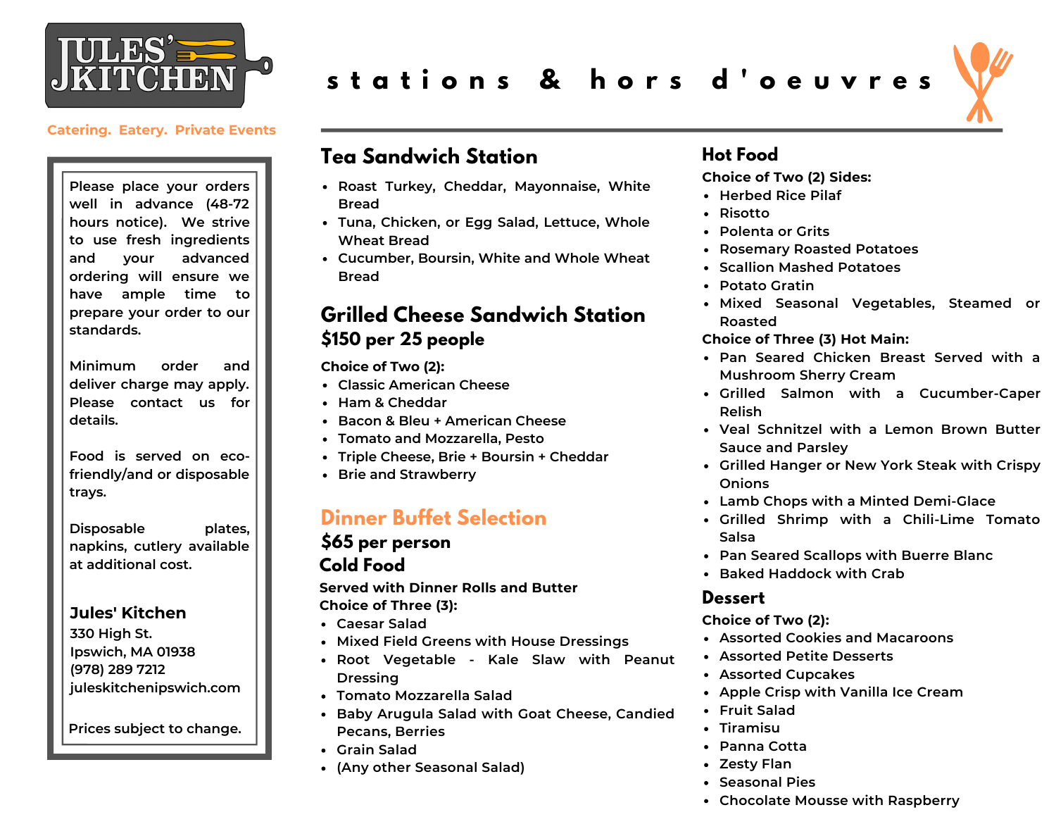# JULES' KITCHEN

Catering. Eatery. Private Events

# stations & hors d'oeuvres

Please place your orders well in advance (48-72 hours notice). We strive to use fresh ingredients and your advanced ordering will ensure we have ample time to prepare your order to our standards.

Minimum order and deliver charge may apply. Please contact us for details.

Food is served on eco-friendly/and or disposable trays.

Disposable plates, napkins, cutlery available at additional cost.

**Jules' Kitchen**
330 High St.
Ipswich, MA 01938
(978) 289 7212
juleskitchenipswich.com

Prices subject to change.

## Tea Sandwich Station

- Roast Turkey, Cheddar, Mayonnaise, White Bread
- Tuna, Chicken, or Egg Salad, Lettuce, Whole Wheat Bread
- Cucumber, Boursin, White and Whole Wheat Bread

## Grilled Cheese Sandwich Station

### $150 per 25 people

**Choice of Two (2):**

- Classic American Cheese
- Ham & Cheddar
- Bacon & Bleu + American Cheese
- Tomato and Mozzarella, Pesto
- Triple Cheese, Brie + Boursin + Cheddar
- Brie and Strawberry

## Dinner Buffet Selection

### $65 per person

### Cold Food

**Served with Dinner Rolls and Butter**
**Choice of Three (3):**

- Caesar Salad
- Mixed Field Greens with House Dressings
- Root Vegetable - Kale Slaw with Peanut Dressing
- Tomato Mozzarella Salad
- Baby Arugula Salad with Goat Cheese, Candied Pecans, Berries
- Grain Salad
- (Any other Seasonal Salad)

### Hot Food

**Choice of Two (2) Sides:**

- Herbed Rice Pilaf
- Risotto
- Polenta or Grits
- Rosemary Roasted Potatoes
- Scallion Mashed Potatoes
- Potato Gratin
- Mixed Seasonal Vegetables, Steamed or Roasted

**Choice of Three (3) Hot Main:**

- Pan Seared Chicken Breast Served with a Mushroom Sherry Cream
- Grilled Salmon with a Cucumber-Caper Relish
- Veal Schnitzel with a Lemon Brown Butter Sauce and Parsley
- Grilled Hanger or New York Steak with Crispy Onions
- Lamb Chops with a Minted Demi-Glace
- Grilled Shrimp with a Chili-Lime Tomato Salsa
- Pan Seared Scallops with Buerre Blanc
- Baked Haddock with Crab

### Dessert

**Choice of Two (2):**

- Assorted Cookies and Macaroons
- Assorted Petite Desserts
- Assorted Cupcakes
- Apple Crisp with Vanilla Ice Cream
- Fruit Salad
- Tiramisu
- Panna Cotta
- Zesty Flan
- Seasonal Pies
- Chocolate Mousse with Raspberry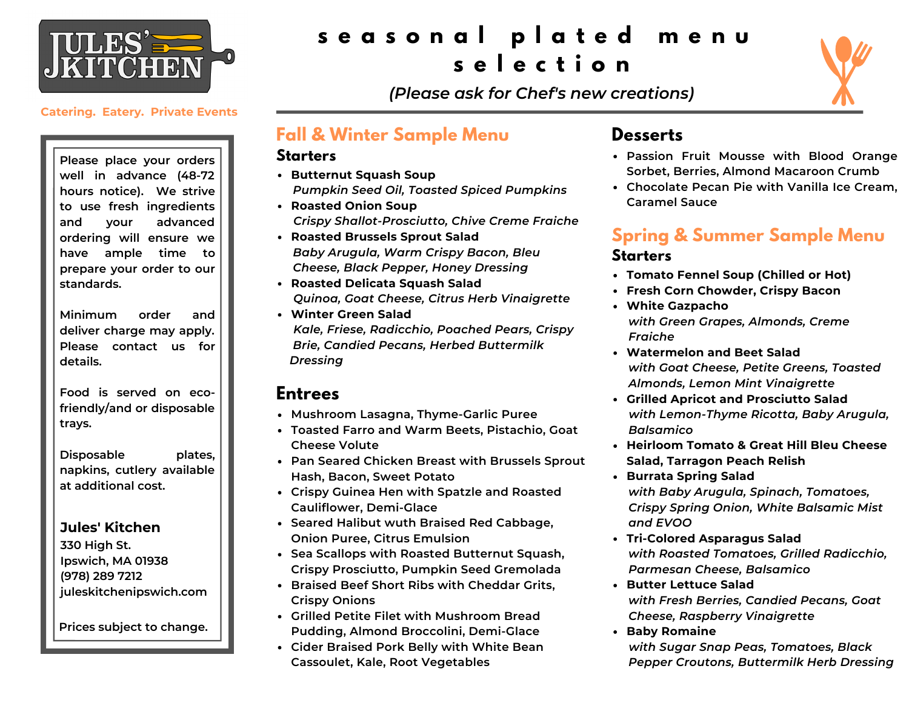# JULES' KITCHEN

Catering. Eatery. Private Events

# seasonal plated menu selection

*(Please ask for Chef's new creations)*

Please place your orders well in advance (48-72 hours notice). We strive to use fresh ingredients and your advanced ordering will ensure we have ample time to prepare your order to our standards.

Minimum order and deliver charge may apply. Please contact us for details.

Food is served on eco-friendly/and or disposable trays.

Disposable plates, napkins, cutlery available at additional cost.

**Jules' Kitchen**
330 High St.
Ipswich, MA 01938
(978) 289 7212
juleskitchenipswich.com

Prices subject to change.

## Fall & Winter Sample Menu

### Starters

- **Butternut Squash Soup**
  *Pumpkin Seed Oil, Toasted Spiced Pumpkins*
- **Roasted Onion Soup**
  *Crispy Shallot-Prosciutto, Chive Creme Fraiche*
- **Roasted Brussels Sprout Salad**
  *Baby Arugula, Warm Crispy Bacon, Bleu Cheese, Black Pepper, Honey Dressing*
- **Roasted Delicata Squash Salad**
  *Quinoa, Goat Cheese, Citrus Herb Vinaigrette*
- **Winter Green Salad**
  *Kale, Friese, Radicchio, Poached Pears, Crispy Brie, Candied Pecans, Herbed Buttermilk Dressing*

### Entrees

- Mushroom Lasagna, Thyme-Garlic Puree
- Toasted Farro and Warm Beets, Pistachio, Goat Cheese Volute
- Pan Seared Chicken Breast with Brussels Sprout Hash, Bacon, Sweet Potato
- Crispy Guinea Hen with Spatzle and Roasted Cauliflower, Demi-Glace
- Seared Halibut wuth Braised Red Cabbage, Onion Puree, Citrus Emulsion
- Sea Scallops with Roasted Butternut Squash, Crispy Prosciutto, Pumpkin Seed Gremolada
- Braised Beef Short Ribs with Cheddar Grits, Crispy Onions
- Grilled Petite Filet with Mushroom Bread Pudding, Almond Broccolini, Demi-Glace
- Cider Braised Pork Belly with White Bean Cassoulet, Kale, Root Vegetables

### Desserts

- Passion Fruit Mousse with Blood Orange Sorbet, Berries, Almond Macaroon Crumb
- Chocolate Pecan Pie with Vanilla Ice Cream, Caramel Sauce

## Spring & Summer Sample Menu

### Starters

- **Tomato Fennel Soup (Chilled or Hot)**
- **Fresh Corn Chowder, Crispy Bacon**
- **White Gazpacho**
  *with Green Grapes, Almonds, Creme Fraiche*
- **Watermelon and Beet Salad**
  *with Goat Cheese, Petite Greens, Toasted Almonds, Lemon Mint Vinaigrette*
- **Grilled Apricot and Prosciutto Salad**
  *with Lemon-Thyme Ricotta, Baby Arugula, Balsamico*
- **Heirloom Tomato & Great Hill Bleu Cheese Salad, Tarragon Peach Relish**
- **Burrata Spring Salad**
  *with Baby Arugula, Spinach, Tomatoes, Crispy Spring Onion, White Balsamic Mist and EVOO*
- **Tri-Colored Asparagus Salad**
  *with Roasted Tomatoes, Grilled Radicchio, Parmesan Cheese, Balsamico*
- **Butter Lettuce Salad**
  *with Fresh Berries, Candied Pecans, Goat Cheese, Raspberry Vinaigrette*
- **Baby Romaine**
  *with Sugar Snap Peas, Tomatoes, Black Pepper Croutons, Buttermilk Herb Dressing*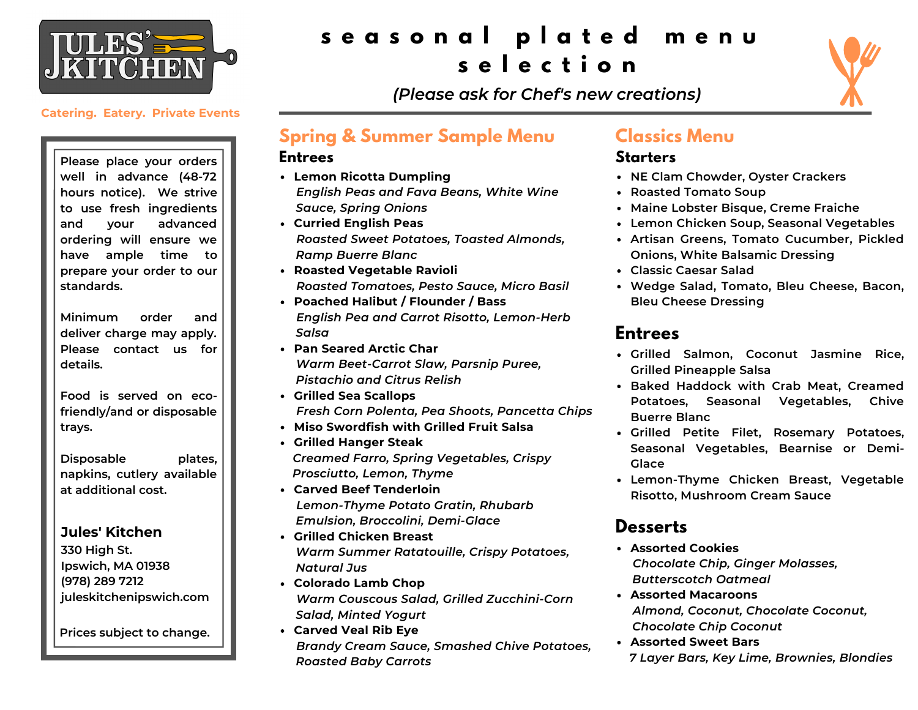# seasonal plated menu selection

*(Please ask for Chef's new creations)*

Catering. Eatery. Private Events

Please place your orders well in advance (48-72 hours notice). We strive to use fresh ingredients and your advanced ordering will ensure we have ample time to prepare your order to our standards.

Minimum order and deliver charge may apply. Please contact us for details.

Food is served on eco-friendly/and or disposable trays.

Disposable plates, napkins, cutlery available at additional cost.

**Jules' Kitchen**
330 High St.
Ipswich, MA 01938
(978) 289 7212
juleskitchenipswich.com

Prices subject to change.

## Spring & Summer Sample Menu

### Entrees

- **Lemon Ricotta Dumpling**
  *English Peas and Fava Beans, White Wine Sauce, Spring Onions*
- **Curried English Peas**
  *Roasted Sweet Potatoes, Toasted Almonds, Ramp Buerre Blanc*
- **Roasted Vegetable Ravioli**
  *Roasted Tomatoes, Pesto Sauce, Micro Basil*
- **Poached Halibut / Flounder / Bass**
  *English Pea and Carrot Risotto, Lemon-Herb Salsa*
- **Pan Seared Arctic Char**
  *Warm Beet-Carrot Slaw, Parsnip Puree, Pistachio and Citrus Relish*
- **Grilled Sea Scallops**
  *Fresh Corn Polenta, Pea Shoots, Pancetta Chips*
- **Miso Swordfish with Grilled Fruit Salsa**
- **Grilled Hanger Steak**
  *Creamed Farro, Spring Vegetables, Crispy Prosciutto, Lemon, Thyme*
- **Carved Beef Tenderloin**
  *Lemon-Thyme Potato Gratin, Rhubarb Emulsion, Broccolini, Demi-Glace*
- **Grilled Chicken Breast**
  *Warm Summer Ratatouille, Crispy Potatoes, Natural Jus*
- **Colorado Lamb Chop**
  *Warm Couscous Salad, Grilled Zucchini-Corn Salad, Minted Yogurt*
- **Carved Veal Rib Eye**
  *Brandy Cream Sauce, Smashed Chive Potatoes, Roasted Baby Carrots*

## Classics Menu

### Starters

- NE Clam Chowder, Oyster Crackers
- Roasted Tomato Soup
- Maine Lobster Bisque, Creme Fraiche
- Lemon Chicken Soup, Seasonal Vegetables
- Artisan Greens, Tomato Cucumber, Pickled Onions, White Balsamic Dressing
- Classic Caesar Salad
- Wedge Salad, Tomato, Bleu Cheese, Bacon, Bleu Cheese Dressing

### Entrees

- Grilled Salmon, Coconut Jasmine Rice, Grilled Pineapple Salsa
- Baked Haddock with Crab Meat, Creamed Potatoes, Seasonal Vegetables, Chive Buerre Blanc
- Grilled Petite Filet, Rosemary Potatoes, Seasonal Vegetables, Bearnise or Demi-Glace
- Lemon-Thyme Chicken Breast, Vegetable Risotto, Mushroom Cream Sauce

### Desserts

- **Assorted Cookies**
  *Chocolate Chip, Ginger Molasses, Butterscotch Oatmeal*
- **Assorted Macaroons**
  *Almond, Coconut, Chocolate Coconut, Chocolate Chip Coconut*
- **Assorted Sweet Bars**
  *7 Layer Bars, Key Lime, Brownies, Blondies*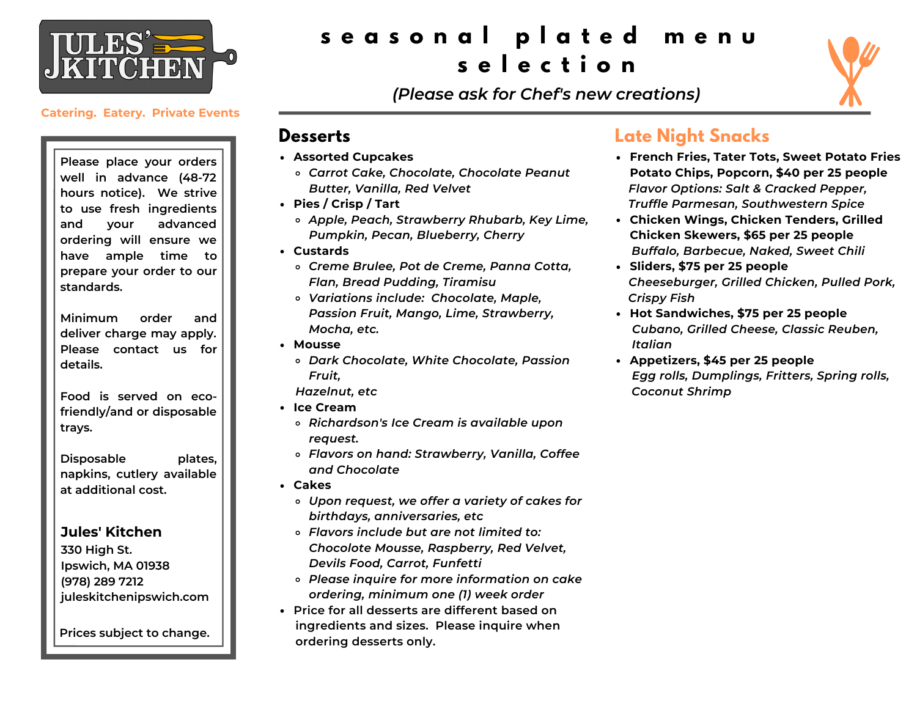JULES' KITCHEN

Catering. Eatery. Private Events

# seasonal plated menu selection

*(Please ask for Chef's new creations)*

Please place your orders well in advance (48-72 hours notice). We strive to use fresh ingredients and your advanced ordering will ensure we have ample time to prepare your order to our standards.

Minimum order and deliver charge may apply. Please contact us for details.

Food is served on eco-friendly/and or disposable trays.

Disposable plates, napkins, cutlery available at additional cost.

**Jules' Kitchen**
330 High St.
Ipswich, MA 01938
(978) 289 7212
juleskitchenipswich.com

Prices subject to change.

## Desserts

- **Assorted Cupcakes**
  - *Carrot Cake, Chocolate, Chocolate Peanut Butter, Vanilla, Red Velvet*
- **Pies / Crisp / Tart**
  - *Apple, Peach, Strawberry Rhubarb, Key Lime, Pumpkin, Pecan, Blueberry, Cherry*
- **Custards**
  - *Creme Brulee, Pot de Creme, Panna Cotta, Flan, Bread Pudding, Tiramisu*
  - *Variations include: Chocolate, Maple, Passion Fruit, Mango, Lime, Strawberry, Mocha, etc.*
- **Mousse**
  - *Dark Chocolate, White Chocolate, Passion Fruit, Hazelnut, etc*
- **Ice Cream**
  - *Richardson's Ice Cream is available upon request.*
  - *Flavors on hand: Strawberry, Vanilla, Coffee and Chocolate*
- **Cakes**
  - *Upon request, we offer a variety of cakes for birthdays, anniversaries, etc*
  - *Flavors include but are not limited to: Chocolote Mousse, Raspberry, Red Velvet, Devils Food, Carrot, Funfetti*
  - *Please inquire for more information on cake ordering, minimum one (1) week order*
- Price for all desserts are different based on ingredients and sizes. Please inquire when ordering desserts only.

## Late Night Snacks

- **French Fries, Tater Tots, Sweet Potato Fries Potato Chips, Popcorn, $40 per 25 people**
  *Flavor Options: Salt & Cracked Pepper, Truffle Parmesan, Southwestern Spice*
- **Chicken Wings, Chicken Tenders, Grilled Chicken Skewers, $65 per 25 people**
  *Buffalo, Barbecue, Naked, Sweet Chili*
- **Sliders, $75 per 25 people**
  *Cheeseburger, Grilled Chicken, Pulled Pork, Crispy Fish*
- **Hot Sandwiches, $75 per 25 people**
  *Cubano, Grilled Cheese, Classic Reuben, Italian*
- **Appetizers, $45 per 25 people**
  *Egg rolls, Dumplings, Fritters, Spring rolls, Coconut Shrimp*